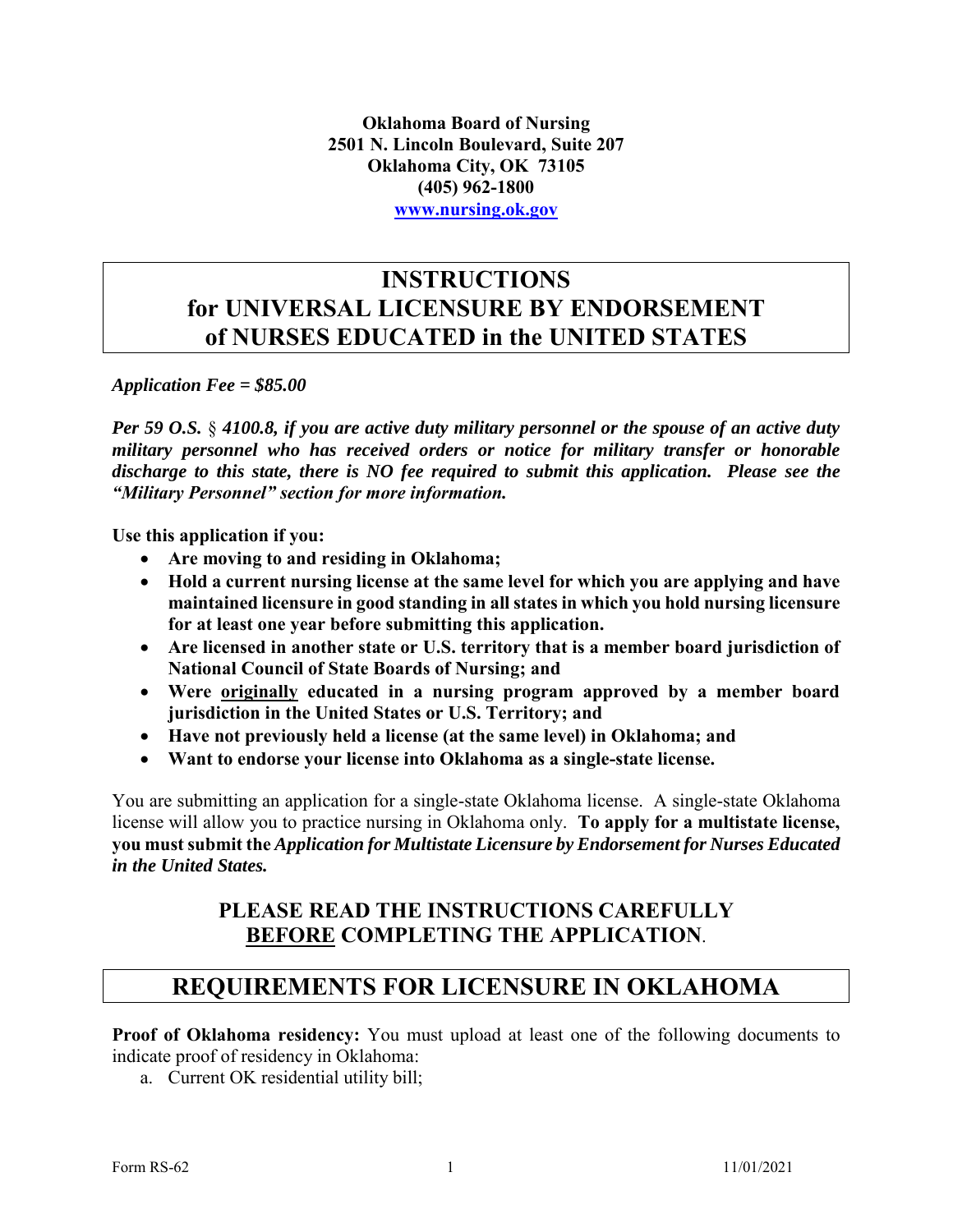**Oklahoma Board of Nursing**
**2501 N. Lincoln Boulevard, Suite 207**
**Oklahoma City, OK 73105**
**(405) 962-1800**
**www.nursing.ok.gov**

# INSTRUCTIONS for UNIVERSAL LICENSURE BY ENDORSEMENT of NURSES EDUCATED in the UNITED STATES

***Application Fee = $85.00***

***Per 59 O.S. § 4100.8, if you are active duty military personnel or the spouse of an active duty military personnel who has received orders or notice for military transfer or honorable discharge to this state, there is NO fee required to submit this application. Please see the "Military Personnel" section for more information.***

**Use this application if you:**

- **Are moving to and residing in Oklahoma;**
- **Hold a current nursing license at the same level for which you are applying and have maintained licensure in good standing in all states in which you hold nursing licensure for at least one year before submitting this application.**
- **Are licensed in another state or U.S. territory that is a member board jurisdiction of National Council of State Boards of Nursing; and**
- **Were originally educated in a nursing program approved by a member board jurisdiction in the United States or U.S. Territory; and**
- **Have not previously held a license (at the same level) in Oklahoma; and**
- **Want to endorse your license into Oklahoma as a single-state license.**

You are submitting an application for a single-state Oklahoma license. A single-state Oklahoma license will allow you to practice nursing in Oklahoma only. **To apply for a multistate license, you must submit the *Application for Multistate Licensure by Endorsement for Nurses Educated in the United States.***

## PLEASE READ THE INSTRUCTIONS CAREFULLY BEFORE COMPLETING THE APPLICATION.

# REQUIREMENTS FOR LICENSURE IN OKLAHOMA

**Proof of Oklahoma residency:** You must upload at least one of the following documents to indicate proof of residency in Oklahoma:

a. Current OK residential utility bill;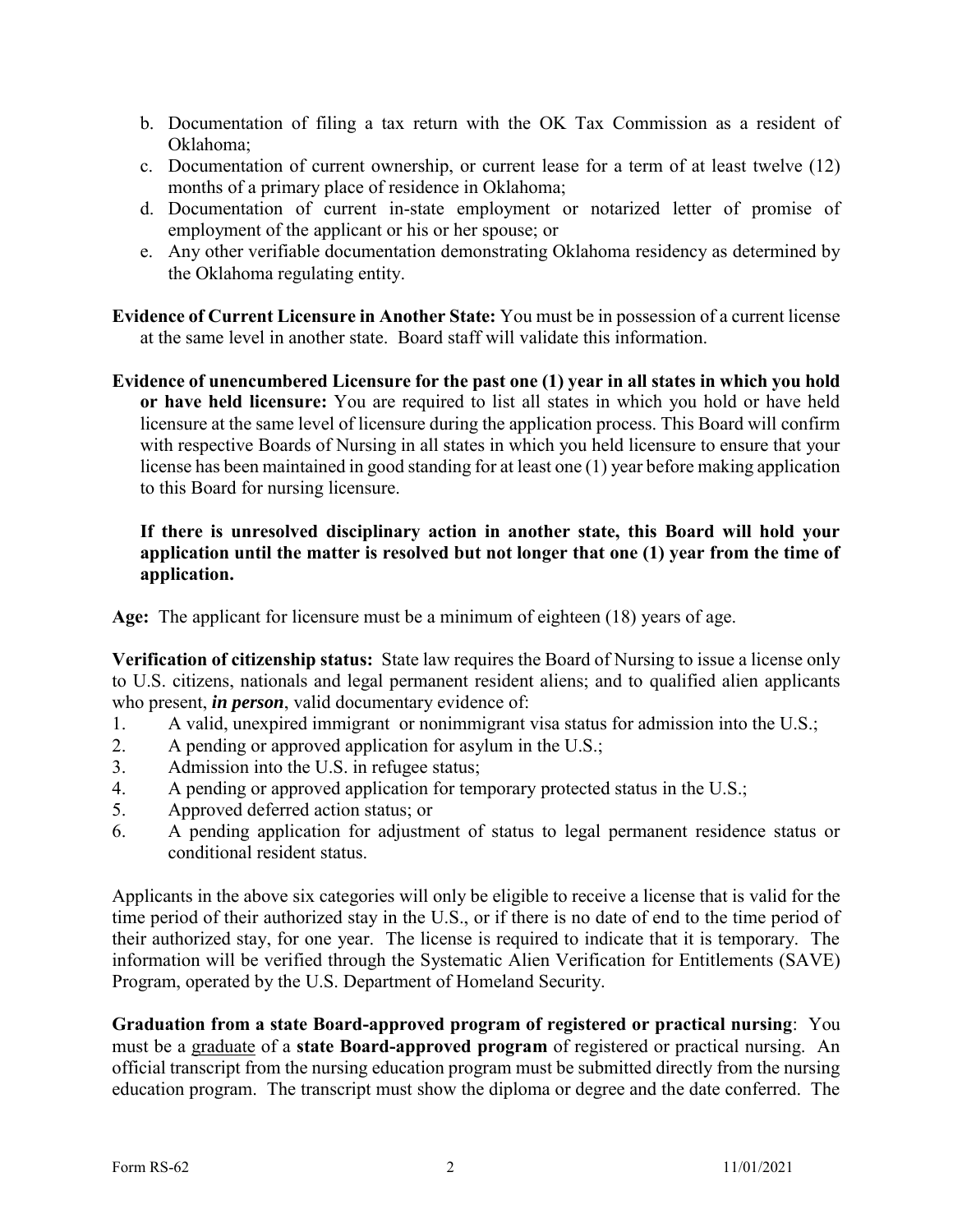b. Documentation of filing a tax return with the OK Tax Commission as a resident of Oklahoma;
c. Documentation of current ownership, or current lease for a term of at least twelve (12) months of a primary place of residence in Oklahoma;
d. Documentation of current in-state employment or notarized letter of promise of employment of the applicant or his or her spouse; or
e. Any other verifiable documentation demonstrating Oklahoma residency as determined by the Oklahoma regulating entity.

**Evidence of Current Licensure in Another State:** You must be in possession of a current license at the same level in another state. Board staff will validate this information.

**Evidence of unencumbered Licensure for the past one (1) year in all states in which you hold or have held licensure:** You are required to list all states in which you hold or have held licensure at the same level of licensure during the application process. This Board will confirm with respective Boards of Nursing in all states in which you held licensure to ensure that your license has been maintained in good standing for at least one (1) year before making application to this Board for nursing licensure.

**If there is unresolved disciplinary action in another state, this Board will hold your application until the matter is resolved but not longer that one (1) year from the time of application.**

**Age:** The applicant for licensure must be a minimum of eighteen (18) years of age.

**Verification of citizenship status:** State law requires the Board of Nursing to issue a license only to U.S. citizens, nationals and legal permanent resident aliens; and to qualified alien applicants who present, ***in person***, valid documentary evidence of:

1. A valid, unexpired immigrant or nonimmigrant visa status for admission into the U.S.;
2. A pending or approved application for asylum in the U.S.;
3. Admission into the U.S. in refugee status;
4. A pending or approved application for temporary protected status in the U.S.;
5. Approved deferred action status; or
6. A pending application for adjustment of status to legal permanent residence status or conditional resident status.

Applicants in the above six categories will only be eligible to receive a license that is valid for the time period of their authorized stay in the U.S., or if there is no date of end to the time period of their authorized stay, for one year. The license is required to indicate that it is temporary. The information will be verified through the Systematic Alien Verification for Entitlements (SAVE) Program, operated by the U.S. Department of Homeland Security.

**Graduation from a state Board-approved program of registered or practical nursing**: You must be a graduate of a **state Board-approved program** of registered or practical nursing. An official transcript from the nursing education program must be submitted directly from the nursing education program. The transcript must show the diploma or degree and the date conferred. The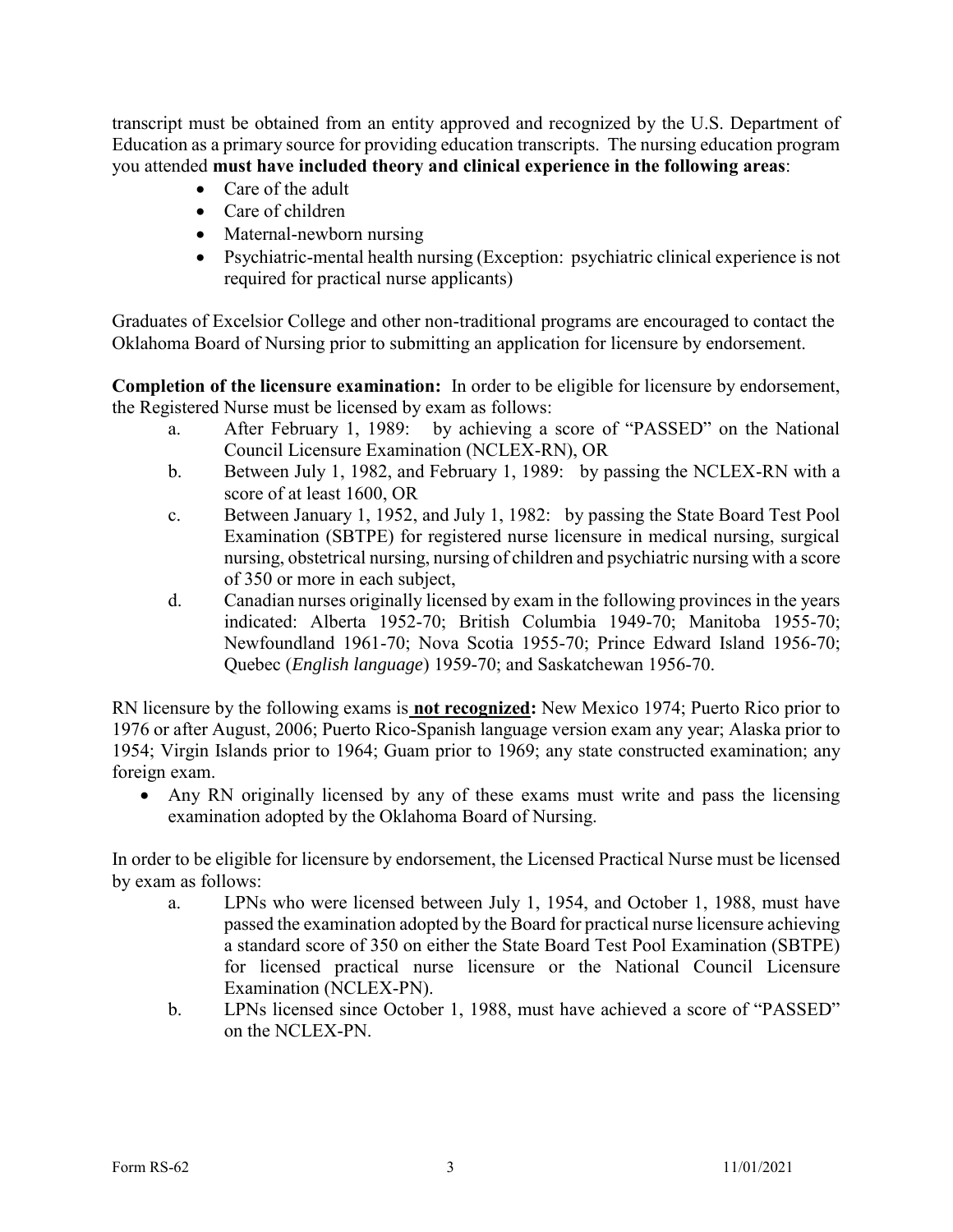transcript must be obtained from an entity approved and recognized by the U.S. Department of Education as a primary source for providing education transcripts. The nursing education program you attended **must have included theory and clinical experience in the following areas**:

- Care of the adult
- Care of children
- Maternal-newborn nursing
- Psychiatric-mental health nursing (Exception: psychiatric clinical experience is not required for practical nurse applicants)

Graduates of Excelsior College and other non-traditional programs are encouraged to contact the Oklahoma Board of Nursing prior to submitting an application for licensure by endorsement.

**Completion of the licensure examination:** In order to be eligible for licensure by endorsement, the Registered Nurse must be licensed by exam as follows:

a. After February 1, 1989: by achieving a score of "PASSED" on the National Council Licensure Examination (NCLEX-RN), OR

b. Between July 1, 1982, and February 1, 1989: by passing the NCLEX-RN with a score of at least 1600, OR

c. Between January 1, 1952, and July 1, 1982: by passing the State Board Test Pool Examination (SBTPE) for registered nurse licensure in medical nursing, surgical nursing, obstetrical nursing, nursing of children and psychiatric nursing with a score of 350 or more in each subject,

d. Canadian nurses originally licensed by exam in the following provinces in the years indicated: Alberta 1952-70; British Columbia 1949-70; Manitoba 1955-70; Newfoundland 1961-70; Nova Scotia 1955-70; Prince Edward Island 1956-70; Quebec (*English language*) 1959-70; and Saskatchewan 1956-70.

RN licensure by the following exams is **not recognized:** New Mexico 1974; Puerto Rico prior to 1976 or after August, 2006; Puerto Rico-Spanish language version exam any year; Alaska prior to 1954; Virgin Islands prior to 1964; Guam prior to 1969; any state constructed examination; any foreign exam.

- Any RN originally licensed by any of these exams must write and pass the licensing examination adopted by the Oklahoma Board of Nursing.

In order to be eligible for licensure by endorsement, the Licensed Practical Nurse must be licensed by exam as follows:

a. LPNs who were licensed between July 1, 1954, and October 1, 1988, must have passed the examination adopted by the Board for practical nurse licensure achieving a standard score of 350 on either the State Board Test Pool Examination (SBTPE) for licensed practical nurse licensure or the National Council Licensure Examination (NCLEX-PN).

b. LPNs licensed since October 1, 1988, must have achieved a score of "PASSED" on the NCLEX-PN.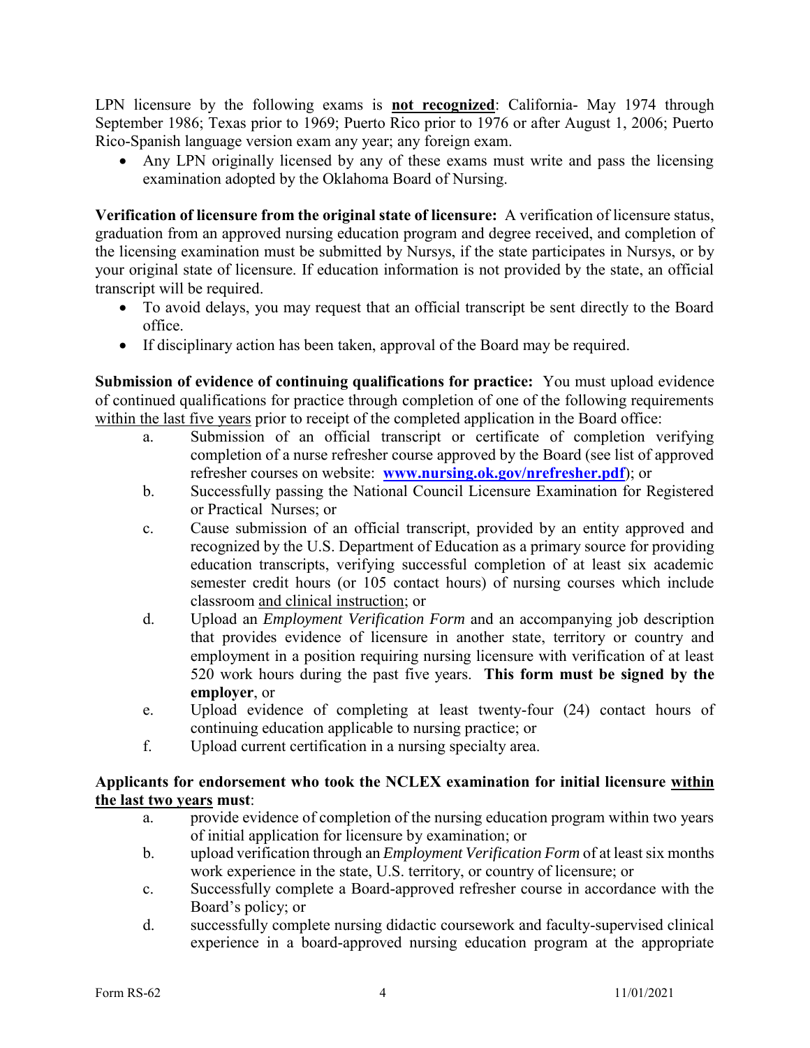LPN licensure by the following exams is **not recognized**: California- May 1974 through September 1986; Texas prior to 1969; Puerto Rico prior to 1976 or after August 1, 2006; Puerto Rico-Spanish language version exam any year; any foreign exam.

- Any LPN originally licensed by any of these exams must write and pass the licensing examination adopted by the Oklahoma Board of Nursing.

**Verification of licensure from the original state of licensure:** A verification of licensure status, graduation from an approved nursing education program and degree received, and completion of the licensing examination must be submitted by Nursys, if the state participates in Nursys, or by your original state of licensure. If education information is not provided by the state, an official transcript will be required.

- To avoid delays, you may request that an official transcript be sent directly to the Board office.
- If disciplinary action has been taken, approval of the Board may be required.

**Submission of evidence of continuing qualifications for practice:** You must upload evidence of continued qualifications for practice through completion of one of the following requirements within the last five years prior to receipt of the completed application in the Board office:

a. Submission of an official transcript or certificate of completion verifying completion of a nurse refresher course approved by the Board (see list of approved refresher courses on website: **www.nursing.ok.gov/nrefresher.pdf**); or

b. Successfully passing the National Council Licensure Examination for Registered or Practical Nurses; or

c. Cause submission of an official transcript, provided by an entity approved and recognized by the U.S. Department of Education as a primary source for providing education transcripts, verifying successful completion of at least six academic semester credit hours (or 105 contact hours) of nursing courses which include classroom and clinical instruction; or

d. Upload an *Employment Verification Form* and an accompanying job description that provides evidence of licensure in another state, territory or country and employment in a position requiring nursing licensure with verification of at least 520 work hours during the past five years. **This form must be signed by the employer**, or

e. Upload evidence of completing at least twenty-four (24) contact hours of continuing education applicable to nursing practice; or

f. Upload current certification in a nursing specialty area.

**Applicants for endorsement who took the NCLEX examination for initial licensure within the last two years must**:

a. provide evidence of completion of the nursing education program within two years of initial application for licensure by examination; or

b. upload verification through an *Employment Verification Form* of at least six months work experience in the state, U.S. territory, or country of licensure; or

c. Successfully complete a Board-approved refresher course in accordance with the Board's policy; or

d. successfully complete nursing didactic coursework and faculty-supervised clinical experience in a board-approved nursing education program at the appropriate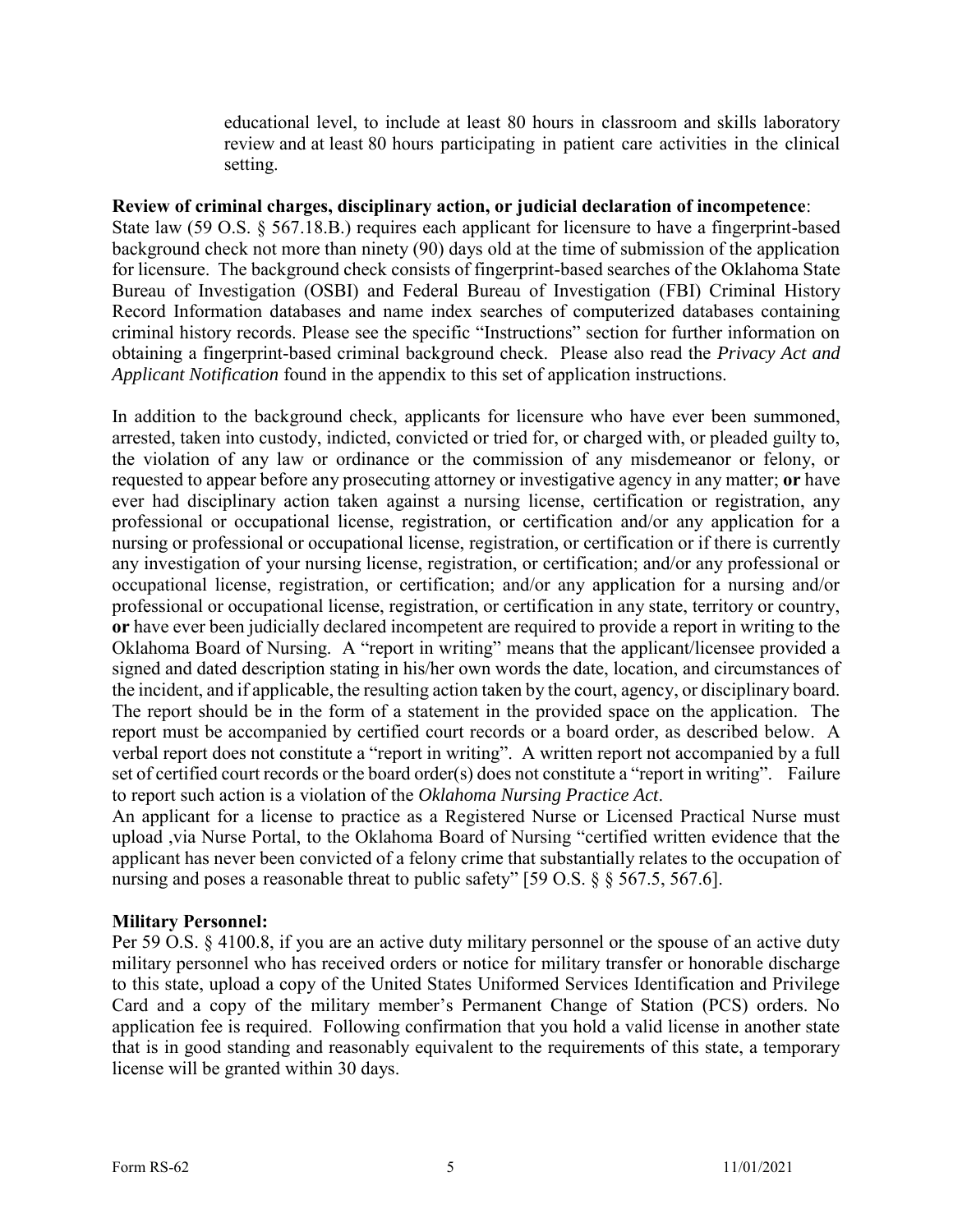educational level, to include at least 80 hours in classroom and skills laboratory review and at least 80 hours participating in patient care activities in the clinical setting.

**Review of criminal charges, disciplinary action, or judicial declaration of incompetence**:
State law (59 O.S. § 567.18.B.) requires each applicant for licensure to have a fingerprint-based background check not more than ninety (90) days old at the time of submission of the application for licensure. The background check consists of fingerprint-based searches of the Oklahoma State Bureau of Investigation (OSBI) and Federal Bureau of Investigation (FBI) Criminal History Record Information databases and name index searches of computerized databases containing criminal history records. Please see the specific "Instructions" section for further information on obtaining a fingerprint-based criminal background check. Please also read the *Privacy Act and Applicant Notification* found in the appendix to this set of application instructions.

In addition to the background check, applicants for licensure who have ever been summoned, arrested, taken into custody, indicted, convicted or tried for, or charged with, or pleaded guilty to, the violation of any law or ordinance or the commission of any misdemeanor or felony, or requested to appear before any prosecuting attorney or investigative agency in any matter; **or** have ever had disciplinary action taken against a nursing license, certification or registration, any professional or occupational license, registration, or certification and/or any application for a nursing or professional or occupational license, registration, or certification or if there is currently any investigation of your nursing license, registration, or certification; and/or any professional or occupational license, registration, or certification; and/or any application for a nursing and/or professional or occupational license, registration, or certification in any state, territory or country, **or** have ever been judicially declared incompetent are required to provide a report in writing to the Oklahoma Board of Nursing. A "report in writing" means that the applicant/licensee provided a signed and dated description stating in his/her own words the date, location, and circumstances of the incident, and if applicable, the resulting action taken by the court, agency, or disciplinary board. The report should be in the form of a statement in the provided space on the application. The report must be accompanied by certified court records or a board order, as described below. A verbal report does not constitute a "report in writing". A written report not accompanied by a full set of certified court records or the board order(s) does not constitute a "report in writing". Failure to report such action is a violation of the *Oklahoma Nursing Practice Act*.
An applicant for a license to practice as a Registered Nurse or Licensed Practical Nurse must upload ,via Nurse Portal, to the Oklahoma Board of Nursing "certified written evidence that the applicant has never been convicted of a felony crime that substantially relates to the occupation of nursing and poses a reasonable threat to public safety" [59 O.S. § § 567.5, 567.6].

**Military Personnel:**
Per 59 O.S. § 4100.8, if you are an active duty military personnel or the spouse of an active duty military personnel who has received orders or notice for military transfer or honorable discharge to this state, upload a copy of the United States Uniformed Services Identification and Privilege Card and a copy of the military member's Permanent Change of Station (PCS) orders. No application fee is required. Following confirmation that you hold a valid license in another state that is in good standing and reasonably equivalent to the requirements of this state, a temporary license will be granted within 30 days.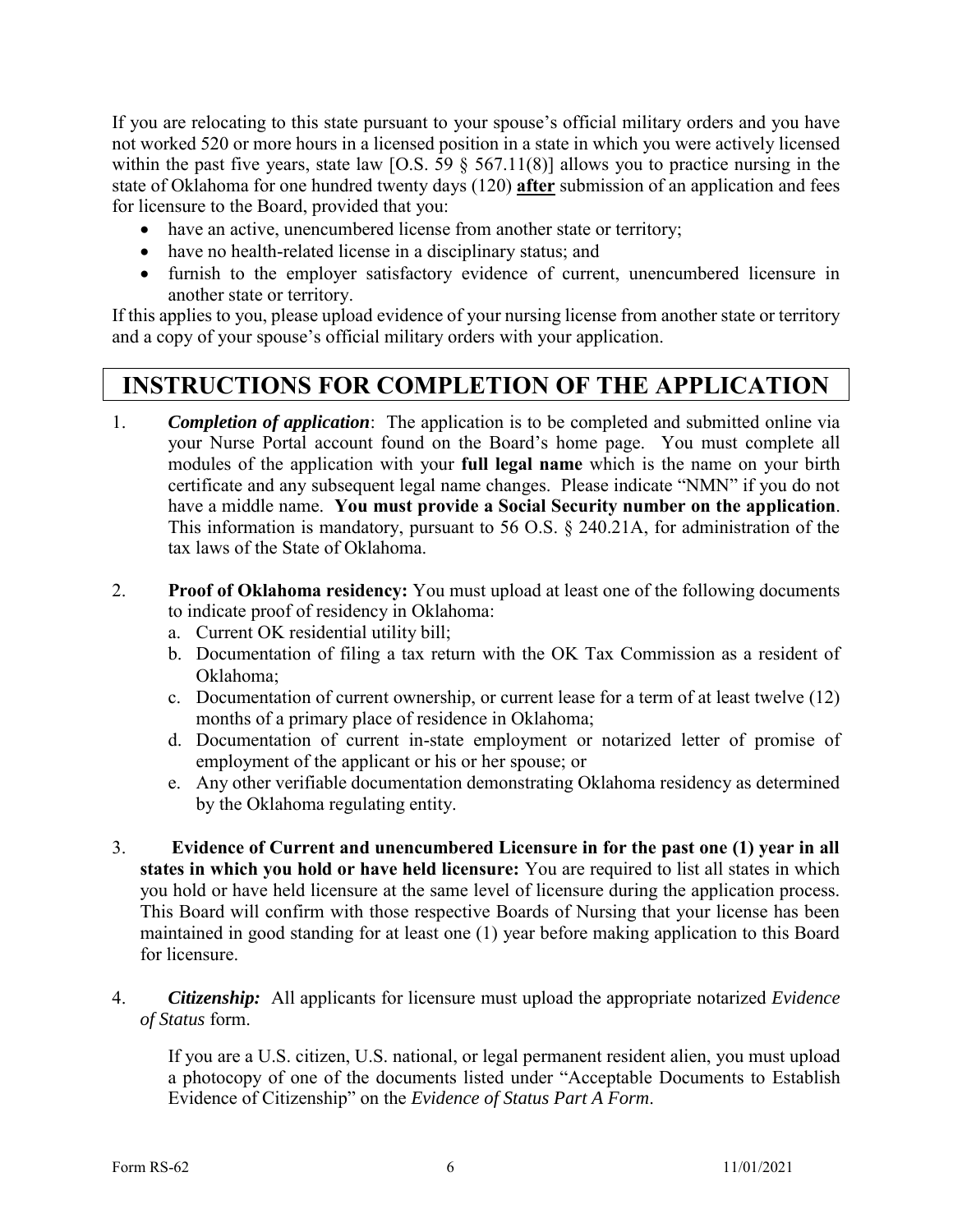If you are relocating to this state pursuant to your spouse's official military orders and you have not worked 520 or more hours in a licensed position in a state in which you were actively licensed within the past five years, state law [O.S. 59 § 567.11(8)] allows you to practice nursing in the state of Oklahoma for one hundred twenty days (120) **after** submission of an application and fees for licensure to the Board, provided that you:

- have an active, unencumbered license from another state or territory;
- have no health-related license in a disciplinary status; and
- furnish to the employer satisfactory evidence of current, unencumbered licensure in another state or territory.

If this applies to you, please upload evidence of your nursing license from another state or territory and a copy of your spouse's official military orders with your application.

# INSTRUCTIONS FOR COMPLETION OF THE APPLICATION

1. ***Completion of application***: The application is to be completed and submitted online via your Nurse Portal account found on the Board's home page. You must complete all modules of the application with your **full legal name** which is the name on your birth certificate and any subsequent legal name changes. Please indicate "NMN" if you do not have a middle name. **You must provide a Social Security number on the application**. This information is mandatory, pursuant to 56 O.S. § 240.21A, for administration of the tax laws of the State of Oklahoma.

2. **Proof of Oklahoma residency:** You must upload at least one of the following documents to indicate proof of residency in Oklahoma:
   a. Current OK residential utility bill;
   b. Documentation of filing a tax return with the OK Tax Commission as a resident of Oklahoma;
   c. Documentation of current ownership, or current lease for a term of at least twelve (12) months of a primary place of residence in Oklahoma;
   d. Documentation of current in-state employment or notarized letter of promise of employment of the applicant or his or her spouse; or
   e. Any other verifiable documentation demonstrating Oklahoma residency as determined by the Oklahoma regulating entity.

3. **Evidence of Current and unencumbered Licensure in for the past one (1) year in all states in which you hold or have held licensure:** You are required to list all states in which you hold or have held licensure at the same level of licensure during the application process. This Board will confirm with those respective Boards of Nursing that your license has been maintained in good standing for at least one (1) year before making application to this Board for licensure.

4. ***Citizenship:*** All applicants for licensure must upload the appropriate notarized *Evidence of Status* form.

   If you are a U.S. citizen, U.S. national, or legal permanent resident alien, you must upload a photocopy of one of the documents listed under "Acceptable Documents to Establish Evidence of Citizenship" on the *Evidence of Status Part A Form*.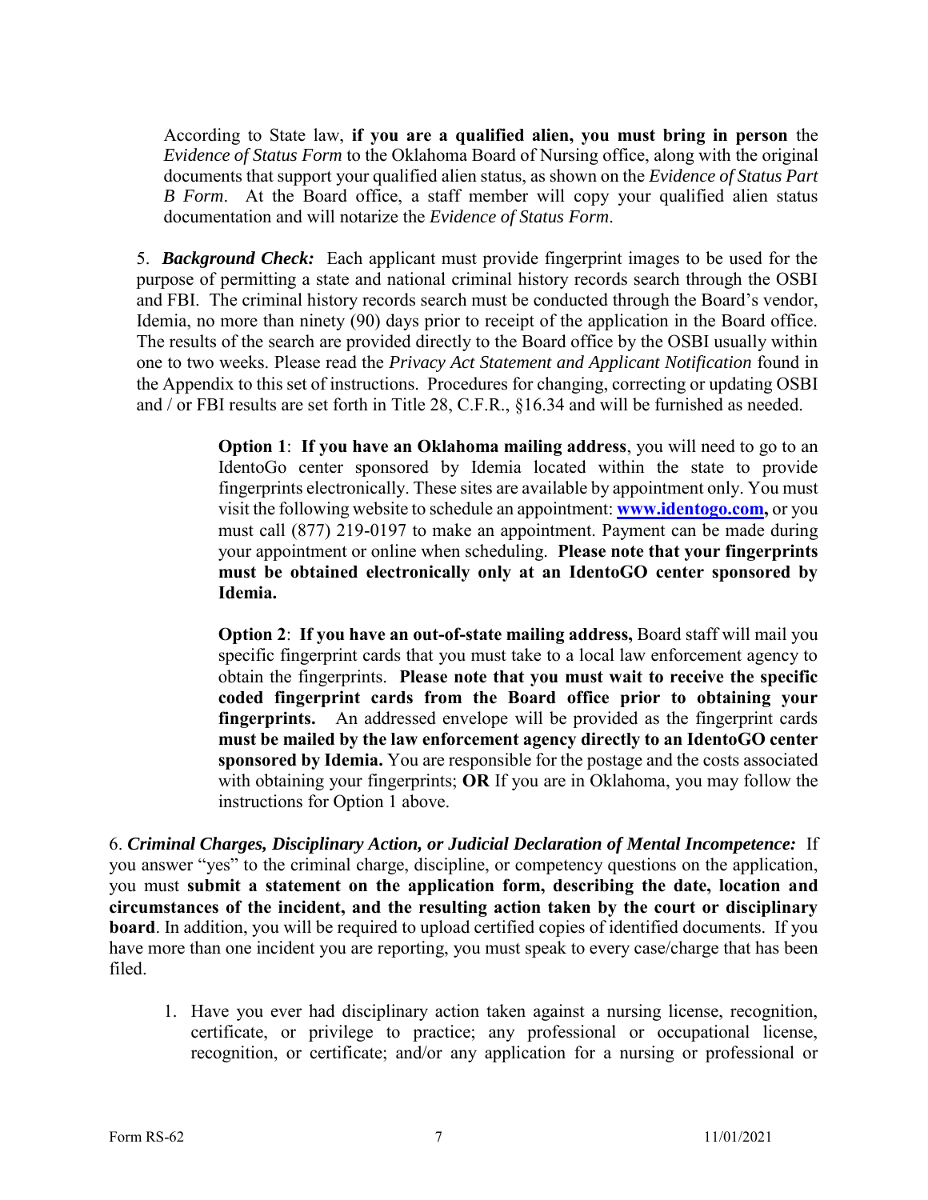According to State law, **if you are a qualified alien, you must bring in person** the *Evidence of Status Form* to the Oklahoma Board of Nursing office, along with the original documents that support your qualified alien status, as shown on the *Evidence of Status Part B Form*. At the Board office, a staff member will copy your qualified alien status documentation and will notarize the *Evidence of Status Form*.

5. ***Background Check:*** Each applicant must provide fingerprint images to be used for the purpose of permitting a state and national criminal history records search through the OSBI and FBI. The criminal history records search must be conducted through the Board's vendor, Idemia, no more than ninety (90) days prior to receipt of the application in the Board office. The results of the search are provided directly to the Board office by the OSBI usually within one to two weeks. Please read the *Privacy Act Statement and Applicant Notification* found in the Appendix to this set of instructions. Procedures for changing, correcting or updating OSBI and / or FBI results are set forth in Title 28, C.F.R., §16.34 and will be furnished as needed.

> **Option 1**: **If you have an Oklahoma mailing address**, you will need to go to an IdentoGo center sponsored by Idemia located within the state to provide fingerprints electronically. These sites are available by appointment only. You must visit the following website to schedule an appointment: **[www.identogo.com](http://www.identogo.com),** or you must call (877) 219-0197 to make an appointment. Payment can be made during your appointment or online when scheduling. **Please note that your fingerprints must be obtained electronically only at an IdentoGO center sponsored by Idemia.**
>
> **Option 2**: **If you have an out-of-state mailing address,** Board staff will mail you specific fingerprint cards that you must take to a local law enforcement agency to obtain the fingerprints. **Please note that you must wait to receive the specific coded fingerprint cards from the Board office prior to obtaining your fingerprints.** An addressed envelope will be provided as the fingerprint cards **must be mailed by the law enforcement agency directly to an IdentoGO center sponsored by Idemia.** You are responsible for the postage and the costs associated with obtaining your fingerprints; **OR** If you are in Oklahoma, you may follow the instructions for Option 1 above.

6. ***Criminal Charges, Disciplinary Action, or Judicial Declaration of Mental Incompetence:*** If you answer "yes" to the criminal charge, discipline, or competency questions on the application, you must **submit a statement on the application form, describing the date, location and circumstances of the incident, and the resulting action taken by the court or disciplinary board**. In addition, you will be required to upload certified copies of identified documents. If you have more than one incident you are reporting, you must speak to every case/charge that has been filed.

1. Have you ever had disciplinary action taken against a nursing license, recognition, certificate, or privilege to practice; any professional or occupational license, recognition, or certificate; and/or any application for a nursing or professional or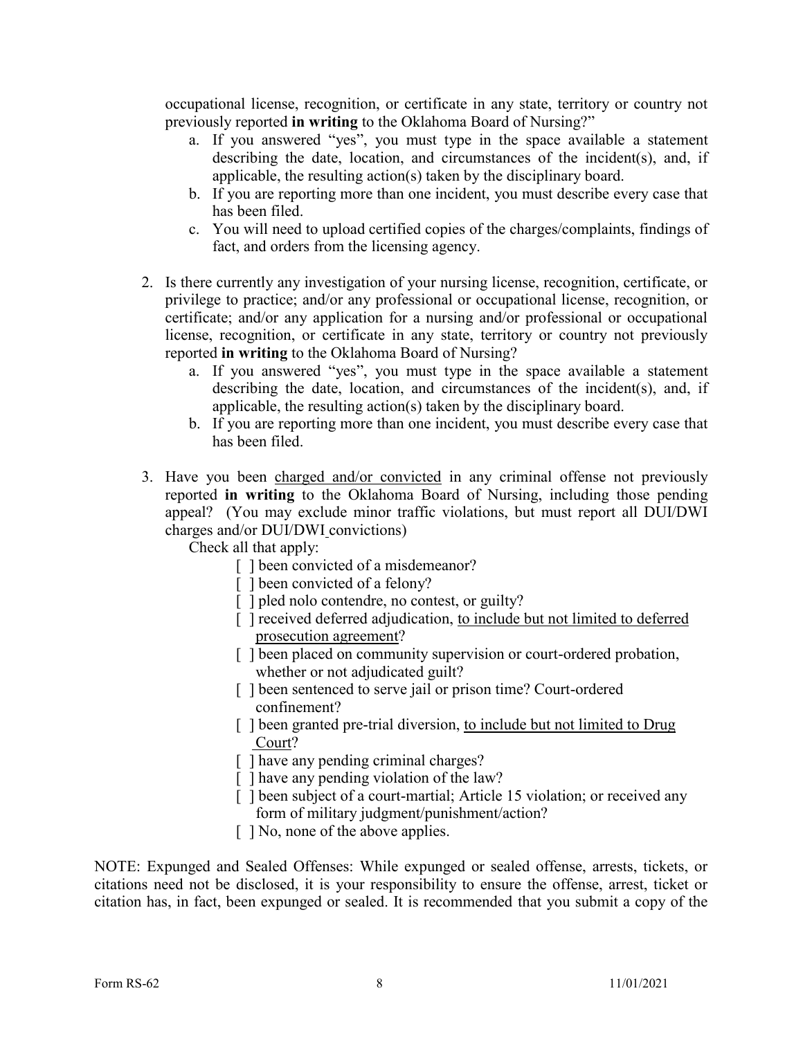occupational license, recognition, or certificate in any state, territory or country not previously reported **in writing** to the Oklahoma Board of Nursing?"

   a. If you answered "yes", you must type in the space available a statement describing the date, location, and circumstances of the incident(s), and, if applicable, the resulting action(s) taken by the disciplinary board.
   b. If you are reporting more than one incident, you must describe every case that has been filed.
   c. You will need to upload certified copies of the charges/complaints, findings of fact, and orders from the licensing agency.

2. Is there currently any investigation of your nursing license, recognition, certificate, or privilege to practice; and/or any professional or occupational license, recognition, or certificate; and/or any application for a nursing and/or professional or occupational license, recognition, or certificate in any state, territory or country not previously reported **in writing** to the Oklahoma Board of Nursing?
   a. If you answered "yes", you must type in the space available a statement describing the date, location, and circumstances of the incident(s), and, if applicable, the resulting action(s) taken by the disciplinary board.
   b. If you are reporting more than one incident, you must describe every case that has been filed.

3. Have you been <u>charged and/or convicted</u> in any criminal offense not previously reported **in writing** to the Oklahoma Board of Nursing, including those pending appeal? (You may exclude minor traffic violations, but must report all DUI/DWI charges and/or DUI/DWI convictions)

   Check all that apply:

   - [ ] been convicted of a misdemeanor?
   - [ ] been convicted of a felony?
   - [ ] pled nolo contendre, no contest, or guilty?
   - [ ] received deferred adjudication, <u>to include but not limited to deferred prosecution agreement</u>?
   - [ ] been placed on community supervision or court-ordered probation, whether or not adjudicated guilt?
   - [ ] been sentenced to serve jail or prison time? Court-ordered confinement?
   - [ ] been granted pre-trial diversion, <u>to include but not limited to Drug Court</u>?
   - [ ] have any pending criminal charges?
   - [ ] have any pending violation of the law?
   - [ ] been subject of a court-martial; Article 15 violation; or received any form of military judgment/punishment/action?
   - [ ] No, none of the above applies.

NOTE: Expunged and Sealed Offenses: While expunged or sealed offense, arrests, tickets, or citations need not be disclosed, it is your responsibility to ensure the offense, arrest, ticket or citation has, in fact, been expunged or sealed. It is recommended that you submit a copy of the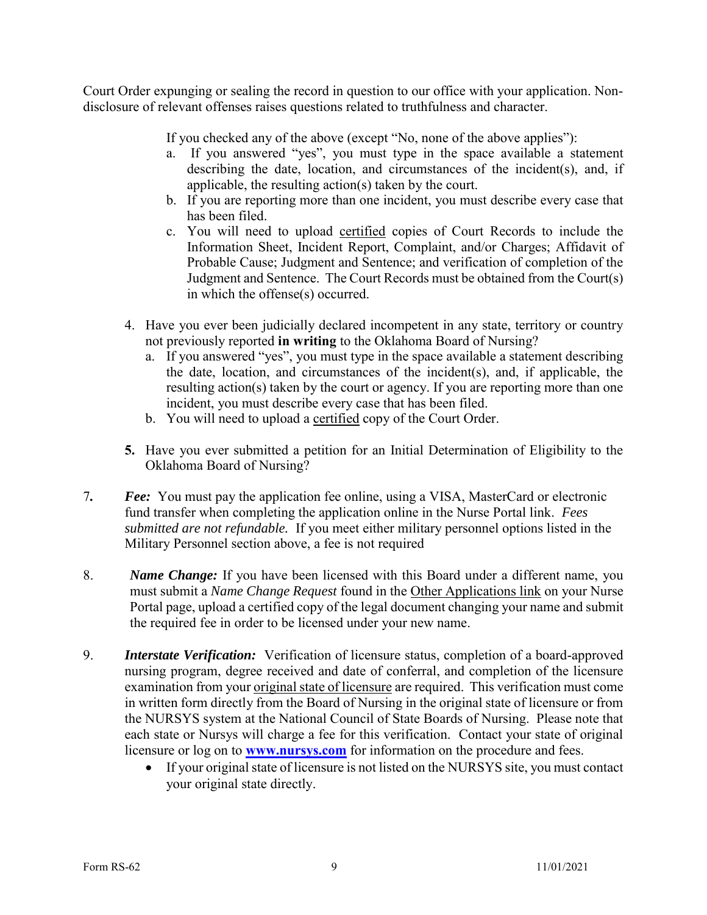Court Order expunging or sealing the record in question to our office with your application. Non-disclosure of relevant offenses raises questions related to truthfulness and character.

If you checked any of the above (except "No, none of the above applies"):

a. If you answered "yes", you must type in the space available a statement describing the date, location, and circumstances of the incident(s), and, if applicable, the resulting action(s) taken by the court.
b. If you are reporting more than one incident, you must describe every case that has been filed.
c. You will need to upload certified copies of Court Records to include the Information Sheet, Incident Report, Complaint, and/or Charges; Affidavit of Probable Cause; Judgment and Sentence; and verification of completion of the Judgment and Sentence. The Court Records must be obtained from the Court(s) in which the offense(s) occurred.

4. Have you ever been judicially declared incompetent in any state, territory or country not previously reported **in writing** to the Oklahoma Board of Nursing?
   a. If you answered "yes", you must type in the space available a statement describing the date, location, and circumstances of the incident(s), and, if applicable, the resulting action(s) taken by the court or agency. If you are reporting more than one incident, you must describe every case that has been filed.
   b. You will need to upload a certified copy of the Court Order.

**5.** Have you ever submitted a petition for an Initial Determination of Eligibility to the Oklahoma Board of Nursing?

7. ***Fee:*** You must pay the application fee online, using a VISA, MasterCard or electronic fund transfer when completing the application online in the Nurse Portal link. *Fees submitted are not refundable.* If you meet either military personnel options listed in the Military Personnel section above, a fee is not required

8. ***Name Change:*** If you have been licensed with this Board under a different name, you must submit a *Name Change Request* found in the Other Applications link on your Nurse Portal page, upload a certified copy of the legal document changing your name and submit the required fee in order to be licensed under your new name.

9. ***Interstate Verification:*** Verification of licensure status, completion of a board-approved nursing program, degree received and date of conferral, and completion of the licensure examination from your original state of licensure are required. This verification must come in written form directly from the Board of Nursing in the original state of licensure or from the NURSYS system at the National Council of State Boards of Nursing. Please note that each state or Nursys will charge a fee for this verification. Contact your state of original licensure or log on to **[www.nursys.com](http://www.nursys.com)** for information on the procedure and fees.
   - If your original state of licensure is not listed on the NURSYS site, you must contact your original state directly.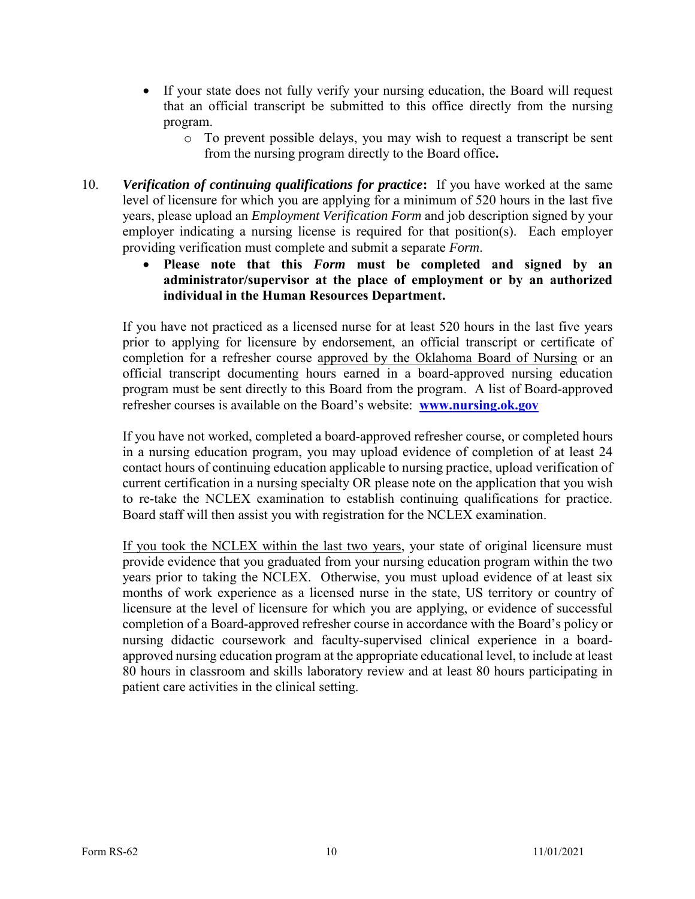- If your state does not fully verify your nursing education, the Board will request that an official transcript be submitted to this office directly from the nursing program.
  - To prevent possible delays, you may wish to request a transcript be sent from the nursing program directly to the Board office**.**

10. ***Verification of continuing qualifications for practice*:** If you have worked at the same level of licensure for which you are applying for a minimum of 520 hours in the last five years, please upload an *Employment Verification Form* and job description signed by your employer indicating a nursing license is required for that position(s). Each employer providing verification must complete and submit a separate *Form*.
    - **Please note that this *Form* must be completed and signed by an administrator/supervisor at the place of employment or by an authorized individual in the Human Resources Department.**

    If you have not practiced as a licensed nurse for at least 520 hours in the last five years prior to applying for licensure by endorsement, an official transcript or certificate of completion for a refresher course approved by the Oklahoma Board of Nursing or an official transcript documenting hours earned in a board-approved nursing education program must be sent directly to this Board from the program. A list of Board-approved refresher courses is available on the Board's website: **www.nursing.ok.gov**

    If you have not worked, completed a board-approved refresher course, or completed hours in a nursing education program, you may upload evidence of completion of at least 24 contact hours of continuing education applicable to nursing practice, upload verification of current certification in a nursing specialty OR please note on the application that you wish to re-take the NCLEX examination to establish continuing qualifications for practice. Board staff will then assist you with registration for the NCLEX examination.

    If you took the NCLEX within the last two years, your state of original licensure must provide evidence that you graduated from your nursing education program within the two years prior to taking the NCLEX. Otherwise, you must upload evidence of at least six months of work experience as a licensed nurse in the state, US territory or country of licensure at the level of licensure for which you are applying, or evidence of successful completion of a Board-approved refresher course in accordance with the Board's policy or nursing didactic coursework and faculty-supervised clinical experience in a board-approved nursing education program at the appropriate educational level, to include at least 80 hours in classroom and skills laboratory review and at least 80 hours participating in patient care activities in the clinical setting.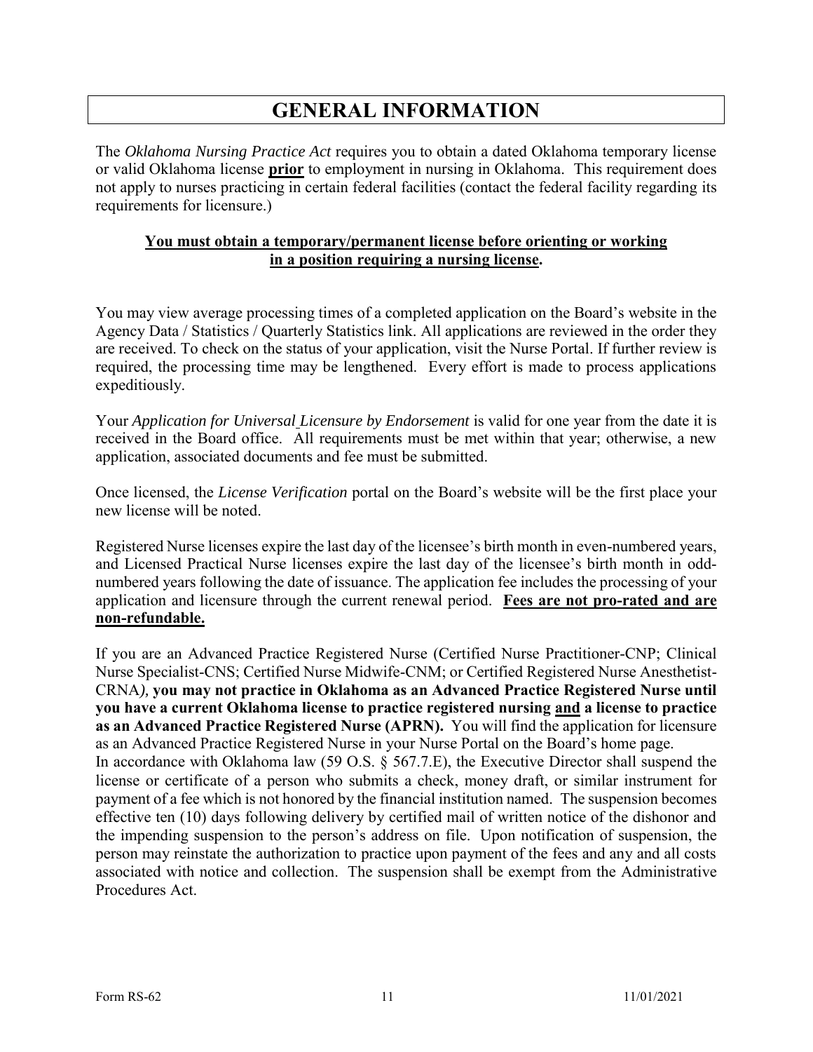# GENERAL INFORMATION

The *Oklahoma Nursing Practice Act* requires you to obtain a dated Oklahoma temporary license or valid Oklahoma license **prior** to employment in nursing in Oklahoma. This requirement does not apply to nurses practicing in certain federal facilities (contact the federal facility regarding its requirements for licensure.)

**You must obtain a temporary/permanent license before orienting or working in a position requiring a nursing license.**

You may view average processing times of a completed application on the Board's website in the Agency Data / Statistics / Quarterly Statistics link. All applications are reviewed in the order they are received. To check on the status of your application, visit the Nurse Portal. If further review is required, the processing time may be lengthened. Every effort is made to process applications expeditiously.

Your *Application for Universal Licensure by Endorsement* is valid for one year from the date it is received in the Board office. All requirements must be met within that year; otherwise, a new application, associated documents and fee must be submitted.

Once licensed, the *License Verification* portal on the Board's website will be the first place your new license will be noted.

Registered Nurse licenses expire the last day of the licensee's birth month in even-numbered years, and Licensed Practical Nurse licenses expire the last day of the licensee's birth month in odd-numbered years following the date of issuance. The application fee includes the processing of your application and licensure through the current renewal period. **Fees are not pro-rated and are non-refundable.**

If you are an Advanced Practice Registered Nurse (Certified Nurse Practitioner-CNP; Clinical Nurse Specialist-CNS; Certified Nurse Midwife-CNM; or Certified Registered Nurse Anesthetist-CRNA*)*, **you may not practice in Oklahoma as an Advanced Practice Registered Nurse until you have a current Oklahoma license to practice registered nursing and a license to practice as an Advanced Practice Registered Nurse (APRN).** You will find the application for licensure as an Advanced Practice Registered Nurse in your Nurse Portal on the Board's home page.

In accordance with Oklahoma law (59 O.S. § 567.7.E), the Executive Director shall suspend the license or certificate of a person who submits a check, money draft, or similar instrument for payment of a fee which is not honored by the financial institution named. The suspension becomes effective ten (10) days following delivery by certified mail of written notice of the dishonor and the impending suspension to the person's address on file. Upon notification of suspension, the person may reinstate the authorization to practice upon payment of the fees and any and all costs associated with notice and collection. The suspension shall be exempt from the Administrative Procedures Act.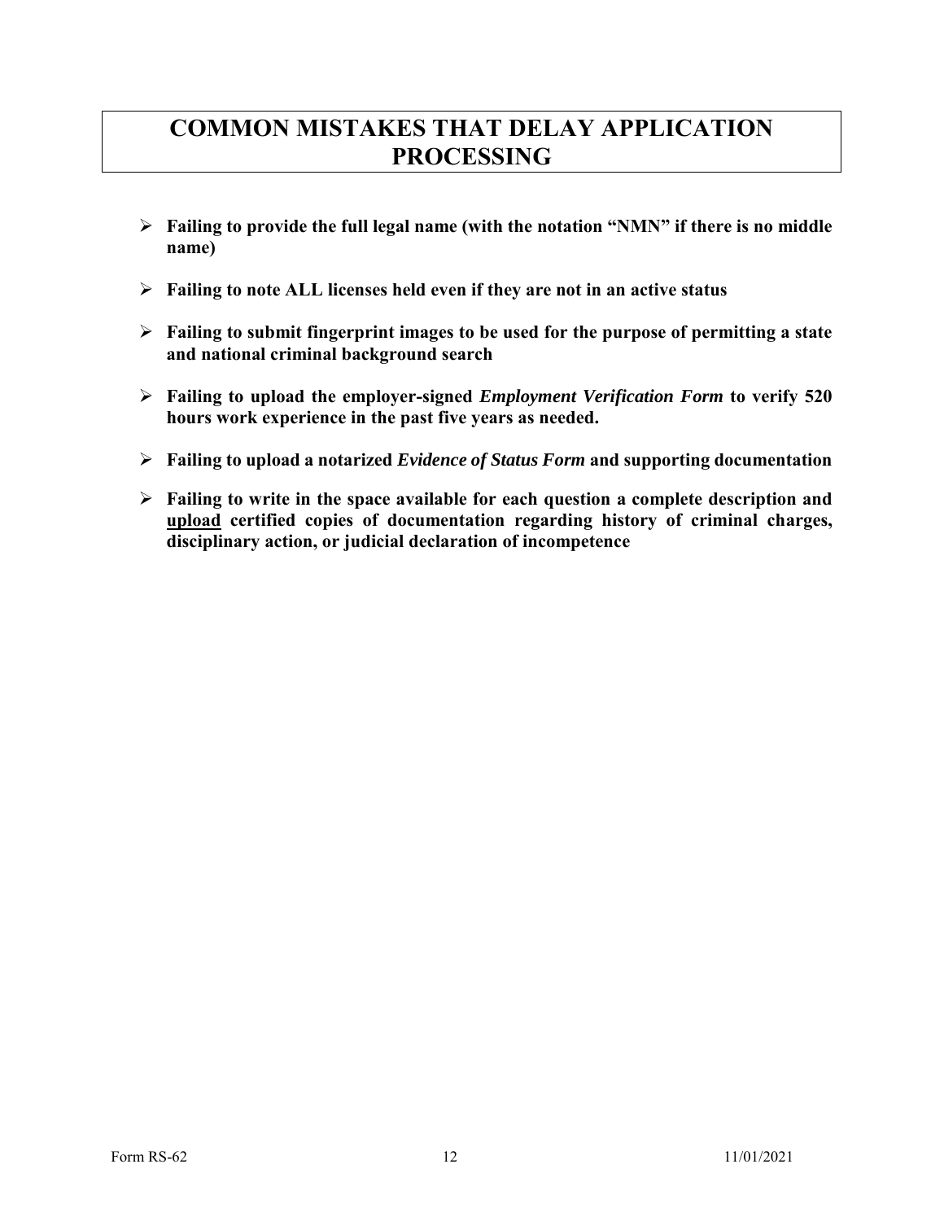# COMMON MISTAKES THAT DELAY APPLICATION PROCESSING

- **Failing to provide the full legal name (with the notation "NMN" if there is no middle name)**
- **Failing to note ALL licenses held even if they are not in an active status**
- **Failing to submit fingerprint images to be used for the purpose of permitting a state and national criminal background search**
- **Failing to upload the employer-signed *Employment Verification Form* to verify 520 hours work experience in the past five years as needed.**
- **Failing to upload a notarized *Evidence of Status Form* and supporting documentation**
- **Failing to write in the space available for each question a complete description and <u>upload</u> certified copies of documentation regarding history of criminal charges, disciplinary action, or judicial declaration of incompetence**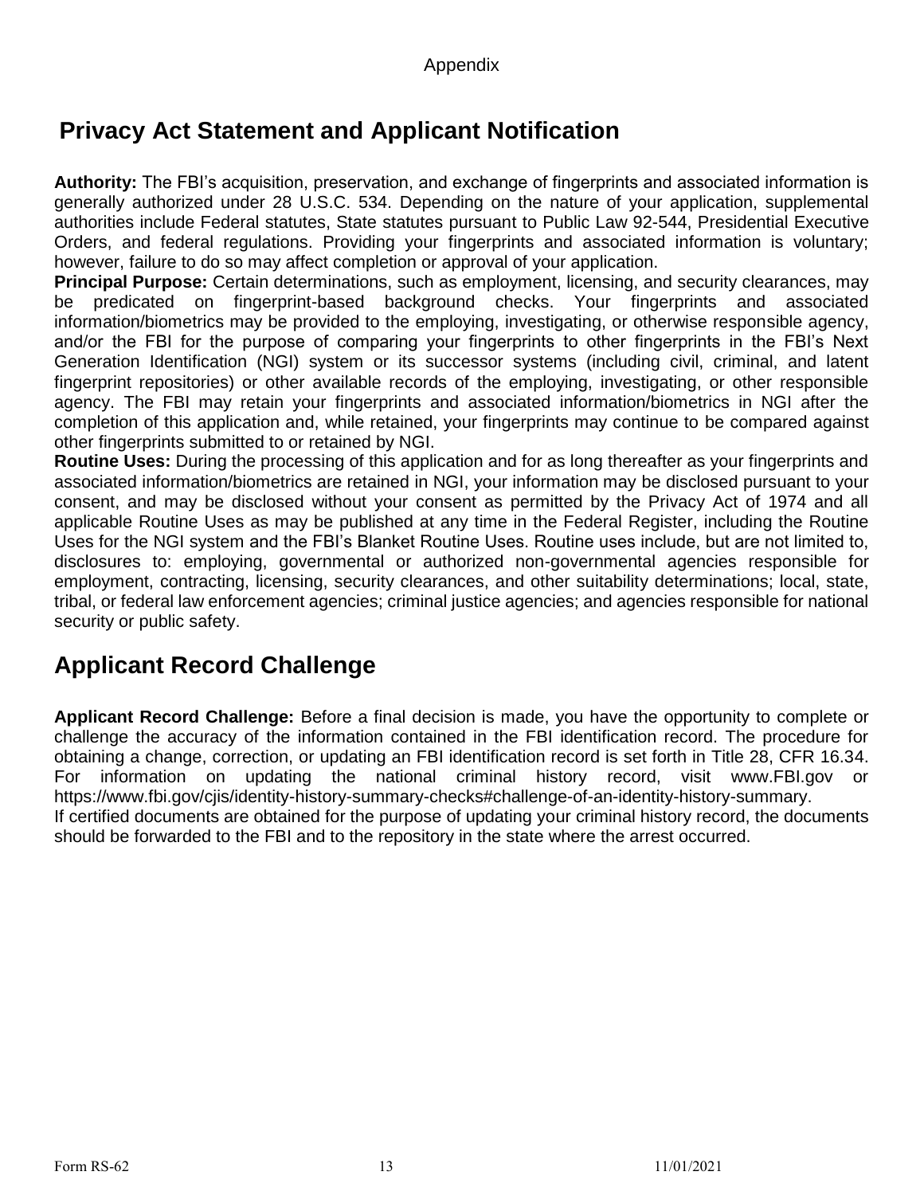Appendix

# Privacy Act Statement and Applicant Notification

**Authority:** The FBI's acquisition, preservation, and exchange of fingerprints and associated information is generally authorized under 28 U.S.C. 534. Depending on the nature of your application, supplemental authorities include Federal statutes, State statutes pursuant to Public Law 92-544, Presidential Executive Orders, and federal regulations. Providing your fingerprints and associated information is voluntary; however, failure to do so may affect completion or approval of your application.

**Principal Purpose:** Certain determinations, such as employment, licensing, and security clearances, may be predicated on fingerprint-based background checks. Your fingerprints and associated information/biometrics may be provided to the employing, investigating, or otherwise responsible agency, and/or the FBI for the purpose of comparing your fingerprints to other fingerprints in the FBI's Next Generation Identification (NGI) system or its successor systems (including civil, criminal, and latent fingerprint repositories) or other available records of the employing, investigating, or other responsible agency. The FBI may retain your fingerprints and associated information/biometrics in NGI after the completion of this application and, while retained, your fingerprints may continue to be compared against other fingerprints submitted to or retained by NGI.

**Routine Uses:** During the processing of this application and for as long thereafter as your fingerprints and associated information/biometrics are retained in NGI, your information may be disclosed pursuant to your consent, and may be disclosed without your consent as permitted by the Privacy Act of 1974 and all applicable Routine Uses as may be published at any time in the Federal Register, including the Routine Uses for the NGI system and the FBI's Blanket Routine Uses. Routine uses include, but are not limited to, disclosures to: employing, governmental or authorized non-governmental agencies responsible for employment, contracting, licensing, security clearances, and other suitability determinations; local, state, tribal, or federal law enforcement agencies; criminal justice agencies; and agencies responsible for national security or public safety.

# Applicant Record Challenge

**Applicant Record Challenge:** Before a final decision is made, you have the opportunity to complete or challenge the accuracy of the information contained in the FBI identification record. The procedure for obtaining a change, correction, or updating an FBI identification record is set forth in Title 28, CFR 16.34. For information on updating the national criminal history record, visit www.FBI.gov or https://www.fbi.gov/cjis/identity-history-summary-checks#challenge-of-an-identity-history-summary.

If certified documents are obtained for the purpose of updating your criminal history record, the documents should be forwarded to the FBI and to the repository in the state where the arrest occurred.